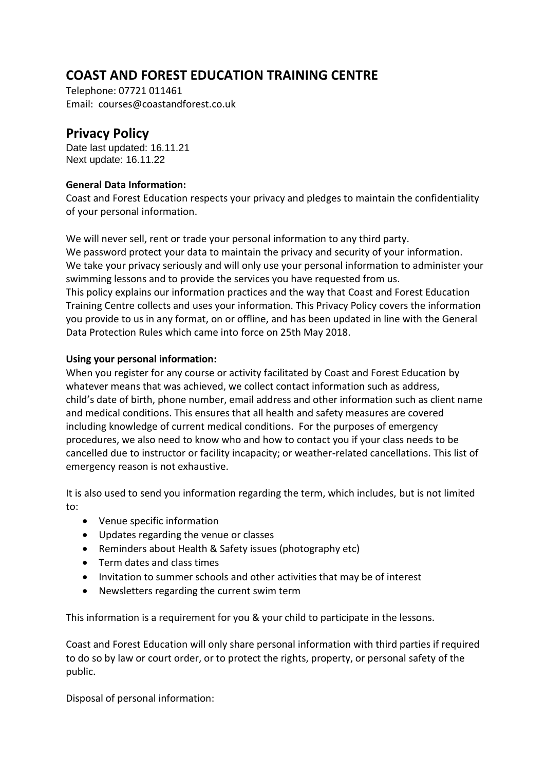# COAST AND FOREST EDUCATION TRAINING CENTRE

Telephone: 07721 011461
Email: courses@coastandforest.co.uk

## Privacy Policy

Date last updated: 16.11.21
Next update: 16.11.22

**General Data Information:**
Coast and Forest Education respects your privacy and pledges to maintain the confidentiality of your personal information.

We will never sell, rent or trade your personal information to any third party.
We password protect your data to maintain the privacy and security of your information.
We take your privacy seriously and will only use your personal information to administer your swimming lessons and to provide the services you have requested from us.
This policy explains our information practices and the way that Coast and Forest Education Training Centre collects and uses your information. This Privacy Policy covers the information you provide to us in any format, on or offline, and has been updated in line with the General Data Protection Rules which came into force on 25th May 2018.

**Using your personal information:**
When you register for any course or activity facilitated by Coast and Forest Education by whatever means that was achieved, we collect contact information such as address, child's date of birth, phone number, email address and other information such as client name and medical conditions. This ensures that all health and safety measures are covered including knowledge of current medical conditions. For the purposes of emergency procedures, we also need to know who and how to contact you if your class needs to be cancelled due to instructor or facility incapacity; or weather-related cancellations. This list of emergency reason is not exhaustive.

It is also used to send you information regarding the term, which includes, but is not limited to:

- Venue specific information
- Updates regarding the venue or classes
- Reminders about Health & Safety issues (photography etc)
- Term dates and class times
- Invitation to summer schools and other activities that may be of interest
- Newsletters regarding the current swim term

This information is a requirement for you & your child to participate in the lessons.

Coast and Forest Education will only share personal information with third parties if required to do so by law or court order, or to protect the rights, property, or personal safety of the public.

Disposal of personal information: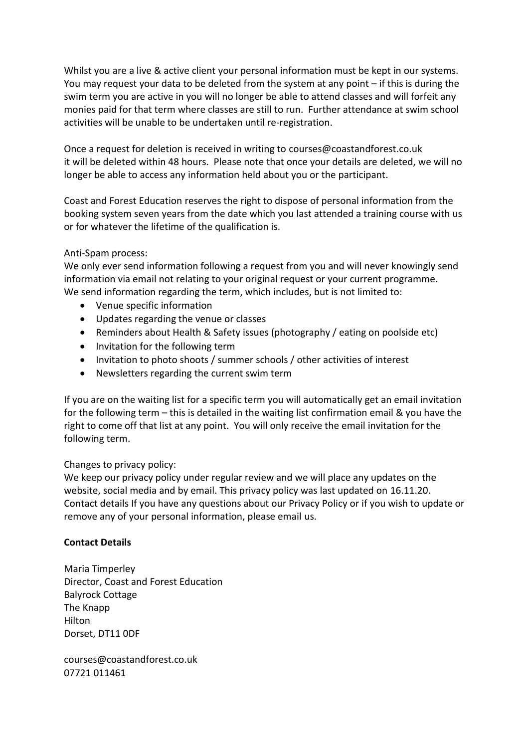Whilst you are a live & active client your personal information must be kept in our systems. You may request your data to be deleted from the system at any point – if this is during the swim term you are active in you will no longer be able to attend classes and will forfeit any monies paid for that term where classes are still to run. Further attendance at swim school activities will be unable to be undertaken until re-registration.

Once a request for deletion is received in writing to courses@coastandforest.co.uk it will be deleted within 48 hours. Please note that once your details are deleted, we will no longer be able to access any information held about you or the participant.

Coast and Forest Education reserves the right to dispose of personal information from the booking system seven years from the date which you last attended a training course with us or for whatever the lifetime of the qualification is.

Anti-Spam process:
We only ever send information following a request from you and will never knowingly send information via email not relating to your original request or your current programme. We send information regarding the term, which includes, but is not limited to:

- Venue specific information
- Updates regarding the venue or classes
- Reminders about Health & Safety issues (photography / eating on poolside etc)
- Invitation for the following term
- Invitation to photo shoots / summer schools / other activities of interest
- Newsletters regarding the current swim term

If you are on the waiting list for a specific term you will automatically get an email invitation for the following term – this is detailed in the waiting list confirmation email & you have the right to come off that list at any point. You will only receive the email invitation for the following term.

Changes to privacy policy:
We keep our privacy policy under regular review and we will place any updates on the website, social media and by email. This privacy policy was last updated on 16.11.20. Contact details If you have any questions about our Privacy Policy or if you wish to update or remove any of your personal information, please email us.

**Contact Details**

Maria Timperley
Director, Coast and Forest Education
Balyrock Cottage
The Knapp
Hilton
Dorset, DT11 0DF

courses@coastandforest.co.uk
07721 011461